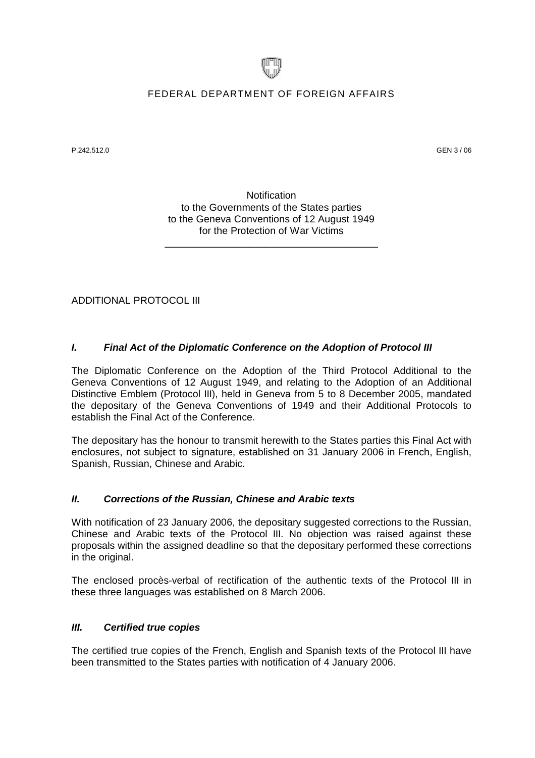# FEDERAL DEPARTMENT OF FOREIGN AFFAIRS

P.242.512.0 GEN 3 / 06

Notification
to the Governments of the States parties
to the Geneva Conventions of 12 August 1949
for the Protection of War Victims

---

ADDITIONAL PROTOCOL III

## *I. Final Act of the Diplomatic Conference on the Adoption of Protocol III*

The Diplomatic Conference on the Adoption of the Third Protocol Additional to the Geneva Conventions of 12 August 1949, and relating to the Adoption of an Additional Distinctive Emblem (Protocol III), held in Geneva from 5 to 8 December 2005, mandated the depositary of the Geneva Conventions of 1949 and their Additional Protocols to establish the Final Act of the Conference.

The depositary has the honour to transmit herewith to the States parties this Final Act with enclosures, not subject to signature, established on 31 January 2006 in French, English, Spanish, Russian, Chinese and Arabic.

## *II. Corrections of the Russian, Chinese and Arabic texts*

With notification of 23 January 2006, the depositary suggested corrections to the Russian, Chinese and Arabic texts of the Protocol III. No objection was raised against these proposals within the assigned deadline so that the depositary performed these corrections in the original.

The enclosed procès-verbal of rectification of the authentic texts of the Protocol III in these three languages was established on 8 March 2006.

## *III. Certified true copies*

The certified true copies of the French, English and Spanish texts of the Protocol III have been transmitted to the States parties with notification of 4 January 2006.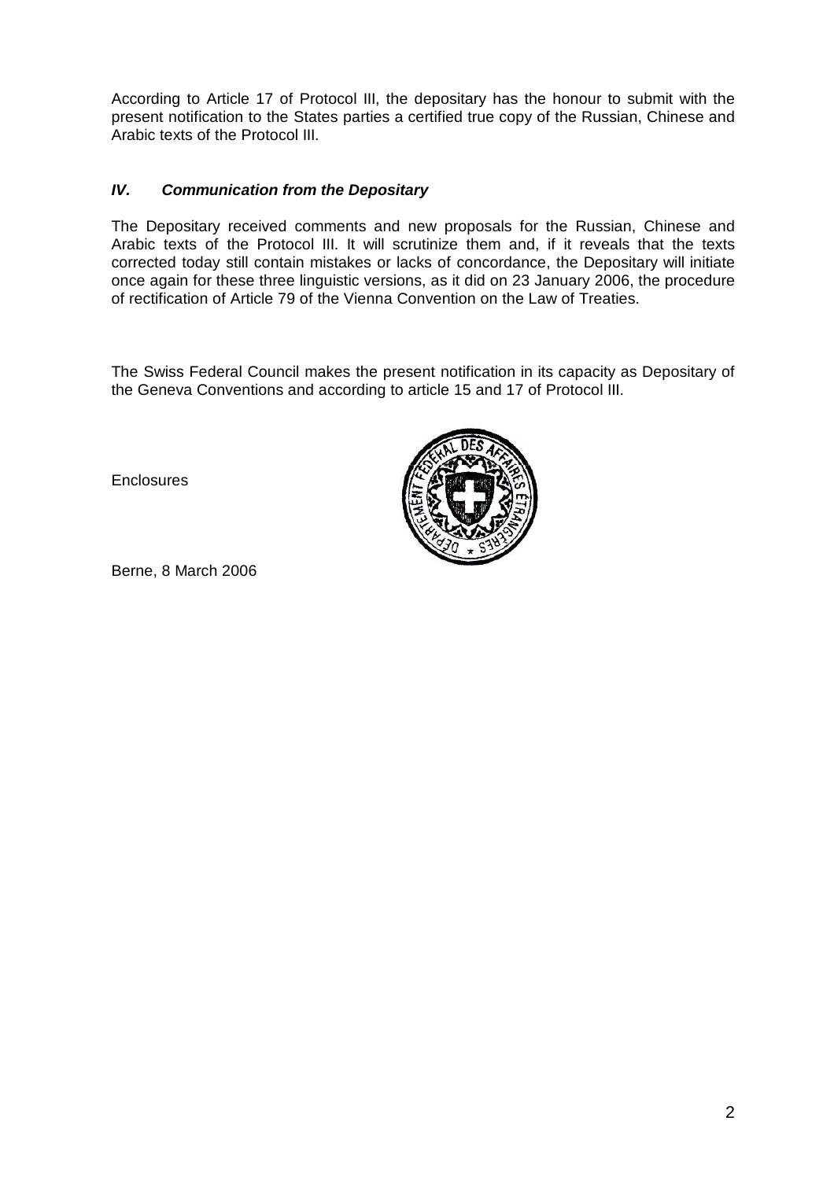According to Article 17 of Protocol III, the depositary has the honour to submit with the present notification to the States parties a certified true copy of the Russian, Chinese and Arabic texts of the Protocol III.

### *IV. Communication from the Depositary*

The Depositary received comments and new proposals for the Russian, Chinese and Arabic texts of the Protocol III. It will scrutinize them and, if it reveals that the texts corrected today still contain mistakes or lacks of concordance, the Depositary will initiate once again for these three linguistic versions, as it did on 23 January 2006, the procedure of rectification of Article 79 of the Vienna Convention on the Law of Treaties.

The Swiss Federal Council makes the present notification in its capacity as Depositary of the Geneva Conventions and according to article 15 and 17 of Protocol III.

Enclosures

DEPARTEMENT FEDERAL DES AFFAIRES ETRANGERES

Berne, 8 March 2006